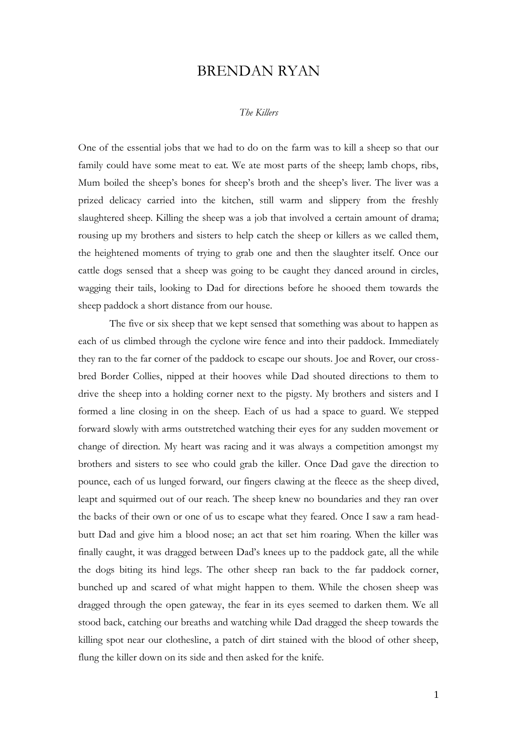# BRENDAN RYAN

*The Killers*

One of the essential jobs that we had to do on the farm was to kill a sheep so that our family could have some meat to eat. We ate most parts of the sheep; lamb chops, ribs, Mum boiled the sheep's bones for sheep's broth and the sheep's liver. The liver was a prized delicacy carried into the kitchen, still warm and slippery from the freshly slaughtered sheep. Killing the sheep was a job that involved a certain amount of drama; rousing up my brothers and sisters to help catch the sheep or killers as we called them, the heightened moments of trying to grab one and then the slaughter itself. Once our cattle dogs sensed that a sheep was going to be caught they danced around in circles, wagging their tails, looking to Dad for directions before he shooed them towards the sheep paddock a short distance from our house.

The five or six sheep that we kept sensed that something was about to happen as each of us climbed through the cyclone wire fence and into their paddock. Immediately they ran to the far corner of the paddock to escape our shouts. Joe and Rover, our cross-bred Border Collies, nipped at their hooves while Dad shouted directions to them to drive the sheep into a holding corner next to the pigsty. My brothers and sisters and I formed a line closing in on the sheep. Each of us had a space to guard. We stepped forward slowly with arms outstretched watching their eyes for any sudden movement or change of direction. My heart was racing and it was always a competition amongst my brothers and sisters to see who could grab the killer. Once Dad gave the direction to pounce, each of us lunged forward, our fingers clawing at the fleece as the sheep dived, leapt and squirmed out of our reach. The sheep knew no boundaries and they ran over the backs of their own or one of us to escape what they feared. Once I saw a ram head-butt Dad and give him a blood nose; an act that set him roaring. When the killer was finally caught, it was dragged between Dad's knees up to the paddock gate, all the while the dogs biting its hind legs. The other sheep ran back to the far paddock corner, bunched up and scared of what might happen to them. While the chosen sheep was dragged through the open gateway, the fear in its eyes seemed to darken them. We all stood back, catching our breaths and watching while Dad dragged the sheep towards the killing spot near our clothesline, a patch of dirt stained with the blood of other sheep, flung the killer down on its side and then asked for the knife.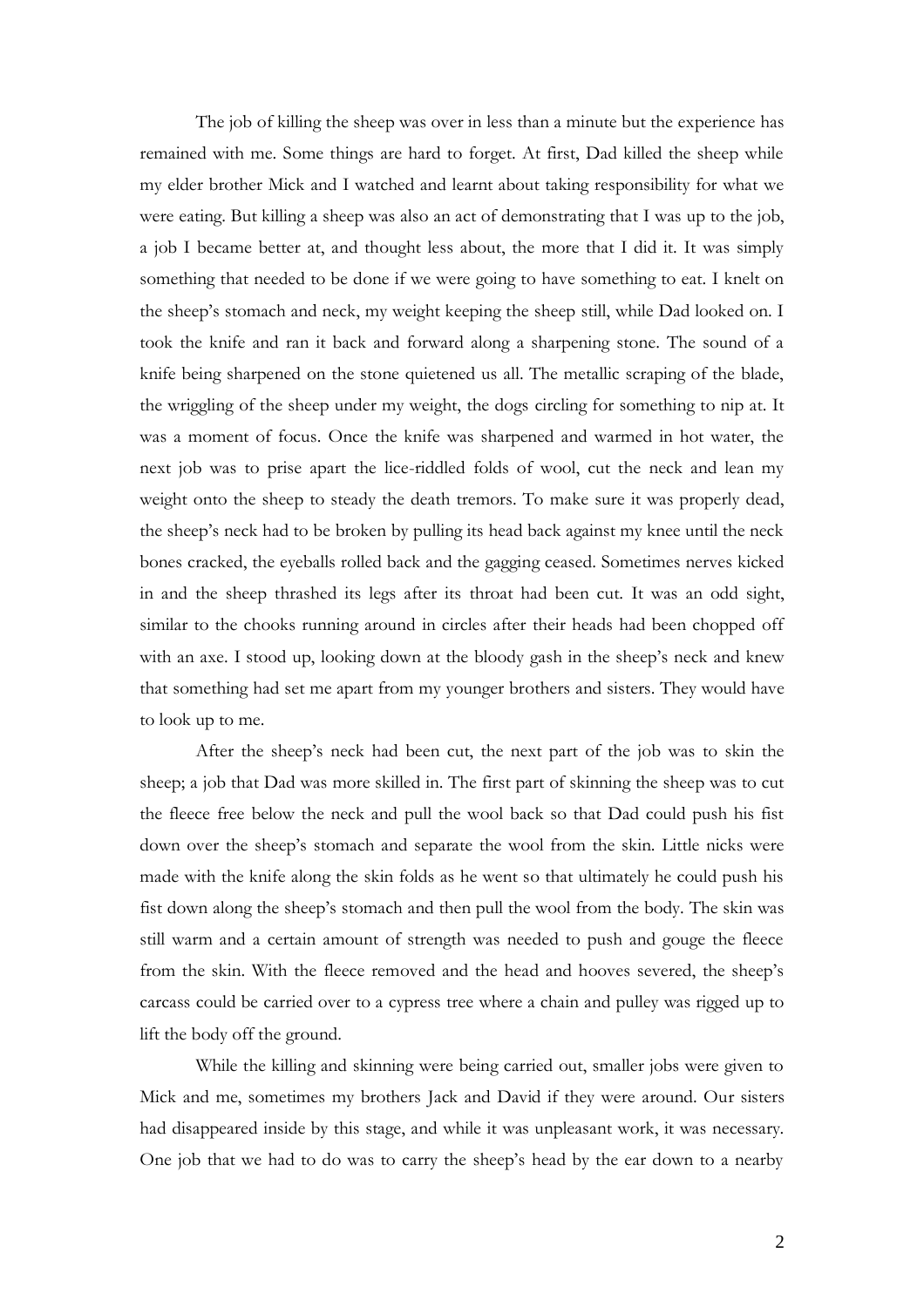The job of killing the sheep was over in less than a minute but the experience has remained with me. Some things are hard to forget. At first, Dad killed the sheep while my elder brother Mick and I watched and learnt about taking responsibility for what we were eating. But killing a sheep was also an act of demonstrating that I was up to the job, a job I became better at, and thought less about, the more that I did it. It was simply something that needed to be done if we were going to have something to eat. I knelt on the sheep's stomach and neck, my weight keeping the sheep still, while Dad looked on. I took the knife and ran it back and forward along a sharpening stone. The sound of a knife being sharpened on the stone quietened us all. The metallic scraping of the blade, the wriggling of the sheep under my weight, the dogs circling for something to nip at. It was a moment of focus. Once the knife was sharpened and warmed in hot water, the next job was to prise apart the lice-riddled folds of wool, cut the neck and lean my weight onto the sheep to steady the death tremors. To make sure it was properly dead, the sheep's neck had to be broken by pulling its head back against my knee until the neck bones cracked, the eyeballs rolled back and the gagging ceased. Sometimes nerves kicked in and the sheep thrashed its legs after its throat had been cut. It was an odd sight, similar to the chooks running around in circles after their heads had been chopped off with an axe. I stood up, looking down at the bloody gash in the sheep's neck and knew that something had set me apart from my younger brothers and sisters. They would have to look up to me.

After the sheep's neck had been cut, the next part of the job was to skin the sheep; a job that Dad was more skilled in. The first part of skinning the sheep was to cut the fleece free below the neck and pull the wool back so that Dad could push his fist down over the sheep's stomach and separate the wool from the skin. Little nicks were made with the knife along the skin folds as he went so that ultimately he could push his fist down along the sheep's stomach and then pull the wool from the body. The skin was still warm and a certain amount of strength was needed to push and gouge the fleece from the skin. With the fleece removed and the head and hooves severed, the sheep's carcass could be carried over to a cypress tree where a chain and pulley was rigged up to lift the body off the ground.

While the killing and skinning were being carried out, smaller jobs were given to Mick and me, sometimes my brothers Jack and David if they were around. Our sisters had disappeared inside by this stage, and while it was unpleasant work, it was necessary. One job that we had to do was to carry the sheep's head by the ear down to a nearby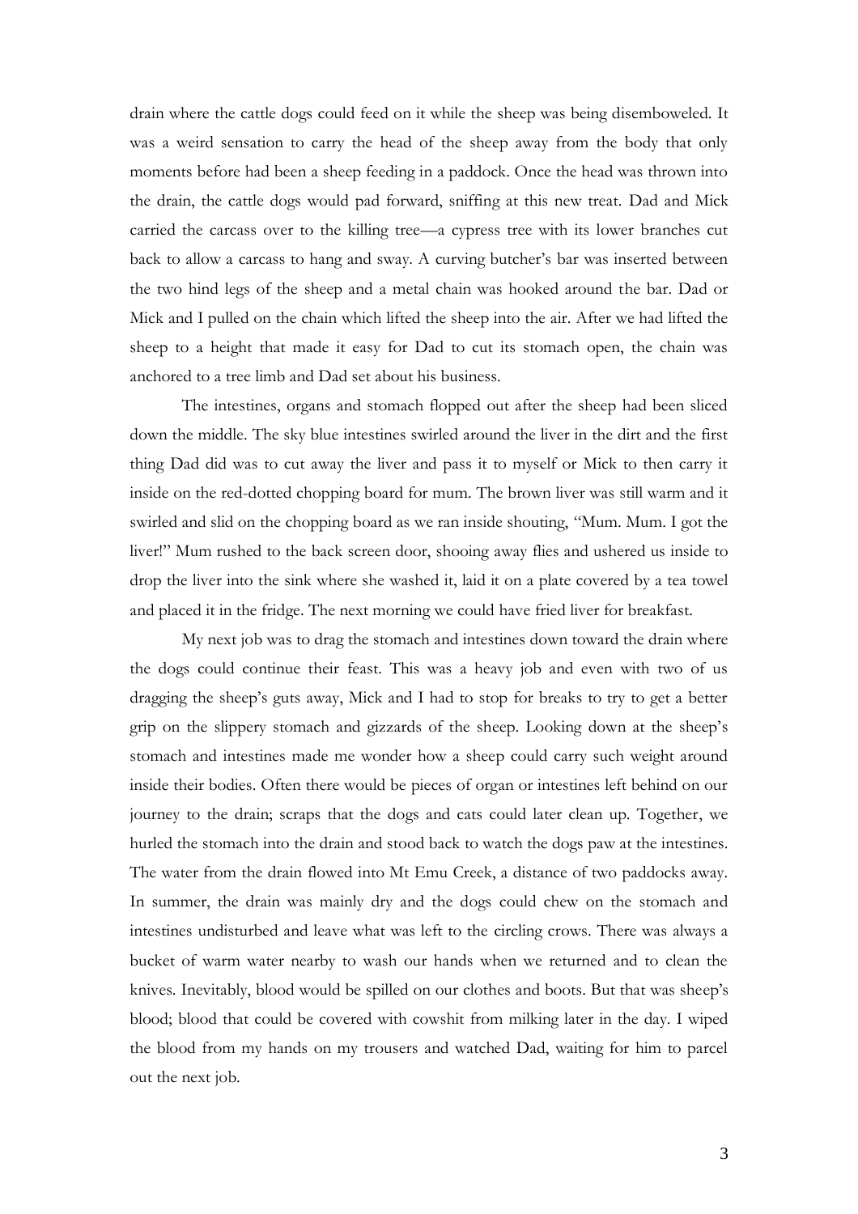drain where the cattle dogs could feed on it while the sheep was being disemboweled. It was a weird sensation to carry the head of the sheep away from the body that only moments before had been a sheep feeding in a paddock. Once the head was thrown into the drain, the cattle dogs would pad forward, sniffing at this new treat. Dad and Mick carried the carcass over to the killing tree—a cypress tree with its lower branches cut back to allow a carcass to hang and sway. A curving butcher's bar was inserted between the two hind legs of the sheep and a metal chain was hooked around the bar. Dad or Mick and I pulled on the chain which lifted the sheep into the air. After we had lifted the sheep to a height that made it easy for Dad to cut its stomach open, the chain was anchored to a tree limb and Dad set about his business.

The intestines, organs and stomach flopped out after the sheep had been sliced down the middle. The sky blue intestines swirled around the liver in the dirt and the first thing Dad did was to cut away the liver and pass it to myself or Mick to then carry it inside on the red-dotted chopping board for mum. The brown liver was still warm and it swirled and slid on the chopping board as we ran inside shouting, "Mum. Mum. I got the liver!" Mum rushed to the back screen door, shooing away flies and ushered us inside to drop the liver into the sink where she washed it, laid it on a plate covered by a tea towel and placed it in the fridge. The next morning we could have fried liver for breakfast.

My next job was to drag the stomach and intestines down toward the drain where the dogs could continue their feast. This was a heavy job and even with two of us dragging the sheep's guts away, Mick and I had to stop for breaks to try to get a better grip on the slippery stomach and gizzards of the sheep. Looking down at the sheep's stomach and intestines made me wonder how a sheep could carry such weight around inside their bodies. Often there would be pieces of organ or intestines left behind on our journey to the drain; scraps that the dogs and cats could later clean up. Together, we hurled the stomach into the drain and stood back to watch the dogs paw at the intestines. The water from the drain flowed into Mt Emu Creek, a distance of two paddocks away. In summer, the drain was mainly dry and the dogs could chew on the stomach and intestines undisturbed and leave what was left to the circling crows. There was always a bucket of warm water nearby to wash our hands when we returned and to clean the knives. Inevitably, blood would be spilled on our clothes and boots. But that was sheep's blood; blood that could be covered with cowshit from milking later in the day. I wiped the blood from my hands on my trousers and watched Dad, waiting for him to parcel out the next job.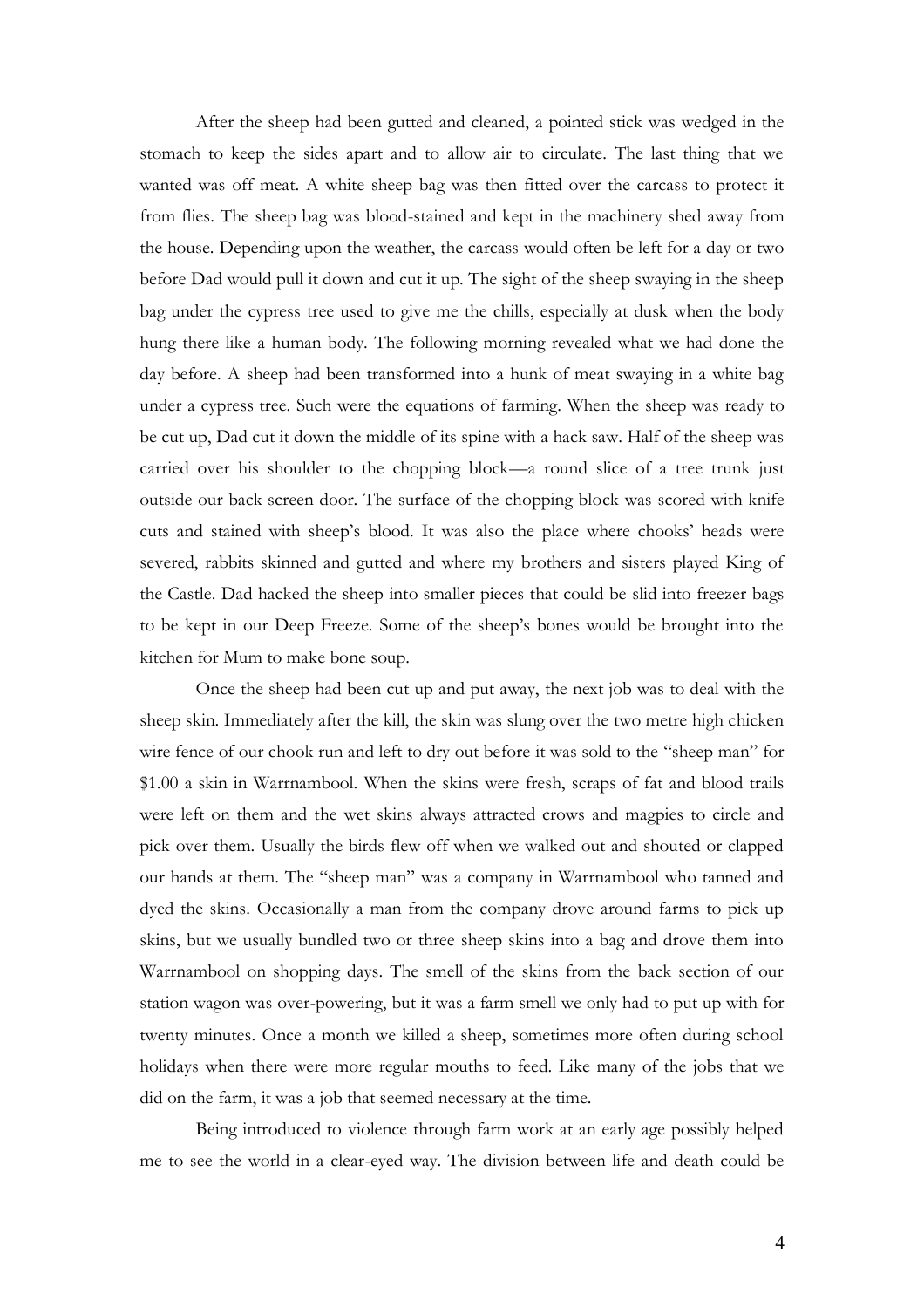After the sheep had been gutted and cleaned, a pointed stick was wedged in the stomach to keep the sides apart and to allow air to circulate. The last thing that we wanted was off meat. A white sheep bag was then fitted over the carcass to protect it from flies. The sheep bag was blood-stained and kept in the machinery shed away from the house. Depending upon the weather, the carcass would often be left for a day or two before Dad would pull it down and cut it up. The sight of the sheep swaying in the sheep bag under the cypress tree used to give me the chills, especially at dusk when the body hung there like a human body. The following morning revealed what we had done the day before. A sheep had been transformed into a hunk of meat swaying in a white bag under a cypress tree. Such were the equations of farming. When the sheep was ready to be cut up, Dad cut it down the middle of its spine with a hack saw. Half of the sheep was carried over his shoulder to the chopping block—a round slice of a tree trunk just outside our back screen door. The surface of the chopping block was scored with knife cuts and stained with sheep's blood. It was also the place where chooks' heads were severed, rabbits skinned and gutted and where my brothers and sisters played King of the Castle. Dad hacked the sheep into smaller pieces that could be slid into freezer bags to be kept in our Deep Freeze. Some of the sheep's bones would be brought into the kitchen for Mum to make bone soup.

Once the sheep had been cut up and put away, the next job was to deal with the sheep skin. Immediately after the kill, the skin was slung over the two metre high chicken wire fence of our chook run and left to dry out before it was sold to the "sheep man" for $1.00 a skin in Warrnambool. When the skins were fresh, scraps of fat and blood trails were left on them and the wet skins always attracted crows and magpies to circle and pick over them. Usually the birds flew off when we walked out and shouted or clapped our hands at them. The "sheep man" was a company in Warrnambool who tanned and dyed the skins. Occasionally a man from the company drove around farms to pick up skins, but we usually bundled two or three sheep skins into a bag and drove them into Warrnambool on shopping days. The smell of the skins from the back section of our station wagon was over-powering, but it was a farm smell we only had to put up with for twenty minutes. Once a month we killed a sheep, sometimes more often during school holidays when there were more regular mouths to feed. Like many of the jobs that we did on the farm, it was a job that seemed necessary at the time.

Being introduced to violence through farm work at an early age possibly helped me to see the world in a clear-eyed way. The division between life and death could be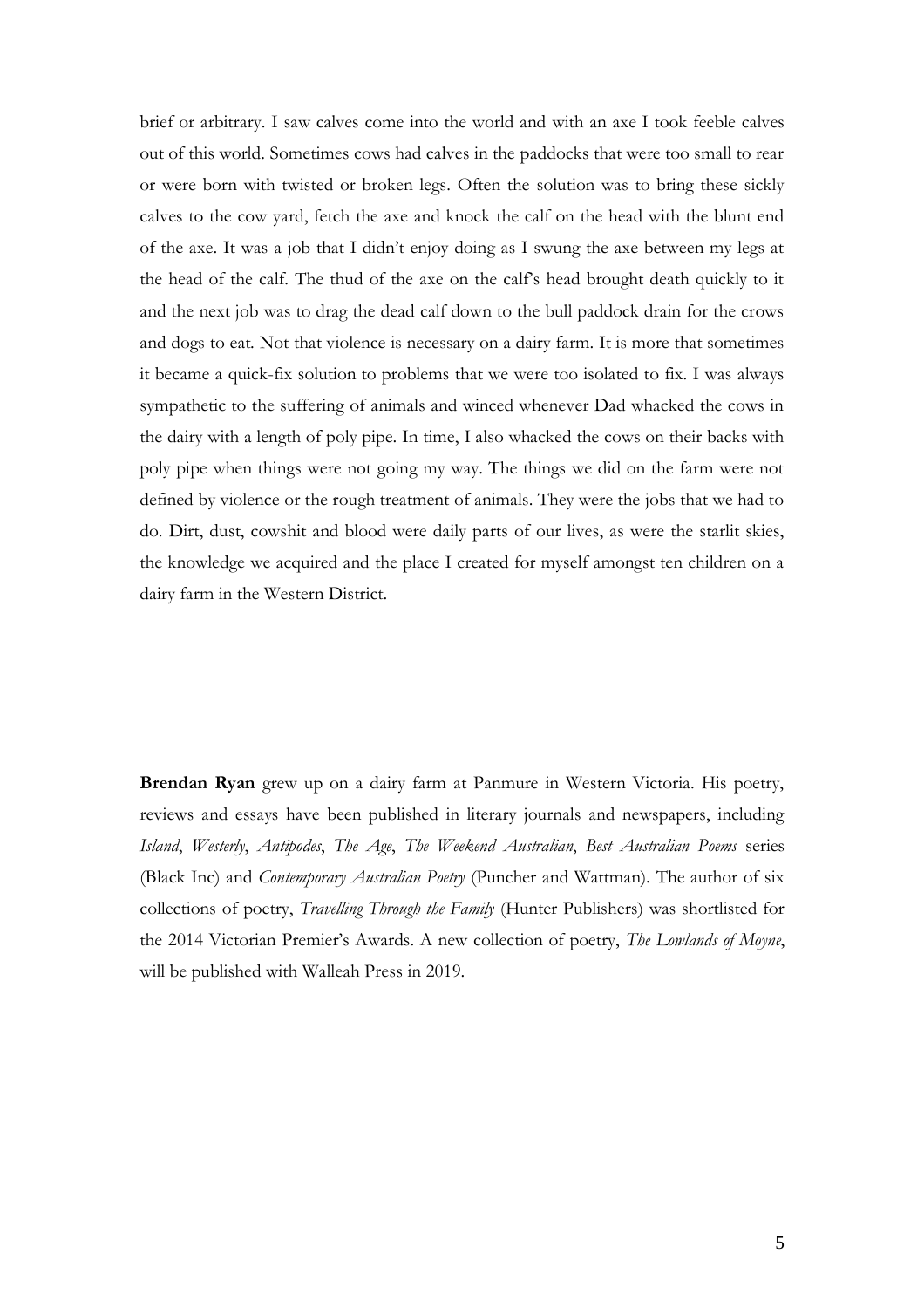brief or arbitrary. I saw calves come into the world and with an axe I took feeble calves out of this world. Sometimes cows had calves in the paddocks that were too small to rear or were born with twisted or broken legs. Often the solution was to bring these sickly calves to the cow yard, fetch the axe and knock the calf on the head with the blunt end of the axe. It was a job that I didn't enjoy doing as I swung the axe between my legs at the head of the calf. The thud of the axe on the calf's head brought death quickly to it and the next job was to drag the dead calf down to the bull paddock drain for the crows and dogs to eat. Not that violence is necessary on a dairy farm. It is more that sometimes it became a quick-fix solution to problems that we were too isolated to fix. I was always sympathetic to the suffering of animals and winced whenever Dad whacked the cows in the dairy with a length of poly pipe. In time, I also whacked the cows on their backs with poly pipe when things were not going my way. The things we did on the farm were not defined by violence or the rough treatment of animals. They were the jobs that we had to do. Dirt, dust, cowshit and blood were daily parts of our lives, as were the starlit skies, the knowledge we acquired and the place I created for myself amongst ten children on a dairy farm in the Western District.

**Brendan Ryan** grew up on a dairy farm at Panmure in Western Victoria. His poetry, reviews and essays have been published in literary journals and newspapers, including *Island*, *Westerly*, *Antipodes*, *The Age*, *The Weekend Australian*, *Best Australian Poems* series (Black Inc) and *Contemporary Australian Poetry* (Puncher and Wattman). The author of six collections of poetry, *Travelling Through the Family* (Hunter Publishers) was shortlisted for the 2014 Victorian Premier's Awards. A new collection of poetry, *The Lowlands of Moyne*, will be published with Walleah Press in 2019.